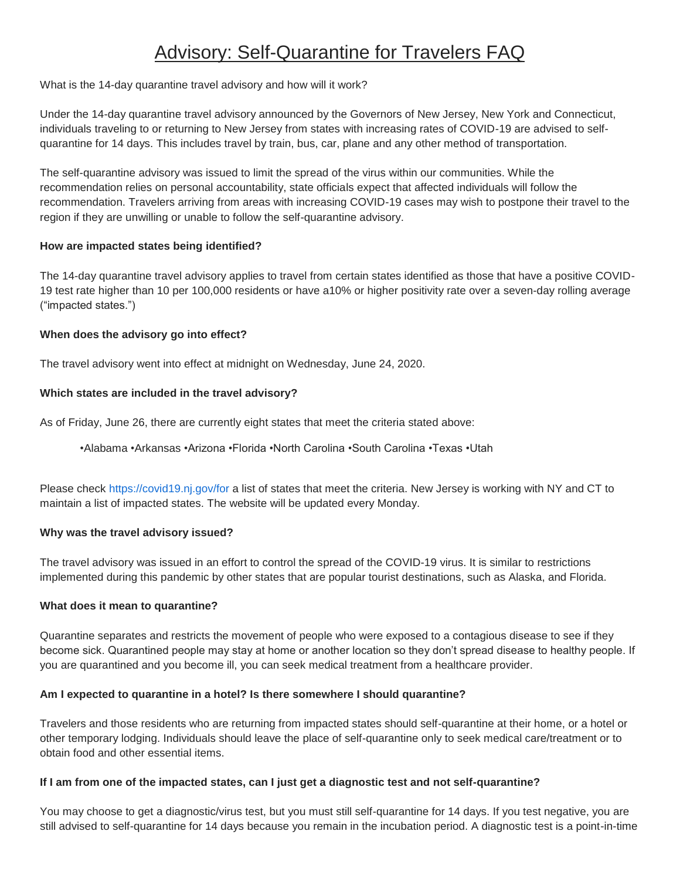# Advisory: Self-Quarantine for Travelers FAQ

What is the 14-day quarantine travel advisory and how will it work?

Under the 14-day quarantine travel advisory announced by the Governors of New Jersey, New York and Connecticut, individuals traveling to or returning to New Jersey from states with increasing rates of COVID-19 are advised to self-quarantine for 14 days. This includes travel by train, bus, car, plane and any other method of transportation.

The self-quarantine advisory was issued to limit the spread of the virus within our communities. While the recommendation relies on personal accountability, state officials expect that affected individuals will follow the recommendation. Travelers arriving from areas with increasing COVID-19 cases may wish to postpone their travel to the region if they are unwilling or unable to follow the self-quarantine advisory.

**How are impacted states being identified?**

The 14-day quarantine travel advisory applies to travel from certain states identified as those that have a positive COVID-19 test rate higher than 10 per 100,000 residents or have a10% or higher positivity rate over a seven-day rolling average ("impacted states.")

**When does the advisory go into effect?**

The travel advisory went into effect at midnight on Wednesday, June 24, 2020.

**Which states are included in the travel advisory?**

As of Friday, June 26, there are currently eight states that meet the criteria stated above:

•Alabama •Arkansas •Arizona •Florida •North Carolina •South Carolina •Texas •Utah

Please check https://covid19.nj.gov/for a list of states that meet the criteria. New Jersey is working with NY and CT to maintain a list of impacted states. The website will be updated every Monday.

**Why was the travel advisory issued?**

The travel advisory was issued in an effort to control the spread of the COVID-19 virus. It is similar to restrictions implemented during this pandemic by other states that are popular tourist destinations, such as Alaska, and Florida.

**What does it mean to quarantine?**

Quarantine separates and restricts the movement of people who were exposed to a contagious disease to see if they become sick. Quarantined people may stay at home or another location so they don't spread disease to healthy people. If you are quarantined and you become ill, you can seek medical treatment from a healthcare provider.

**Am I expected to quarantine in a hotel? Is there somewhere I should quarantine?**

Travelers and those residents who are returning from impacted states should self-quarantine at their home, or a hotel or other temporary lodging. Individuals should leave the place of self-quarantine only to seek medical care/treatment or to obtain food and other essential items.

**If I am from one of the impacted states, can I just get a diagnostic test and not self-quarantine?**

You may choose to get a diagnostic/virus test, but you must still self-quarantine for 14 days. If you test negative, you are still advised to self-quarantine for 14 days because you remain in the incubation period. A diagnostic test is a point-in-time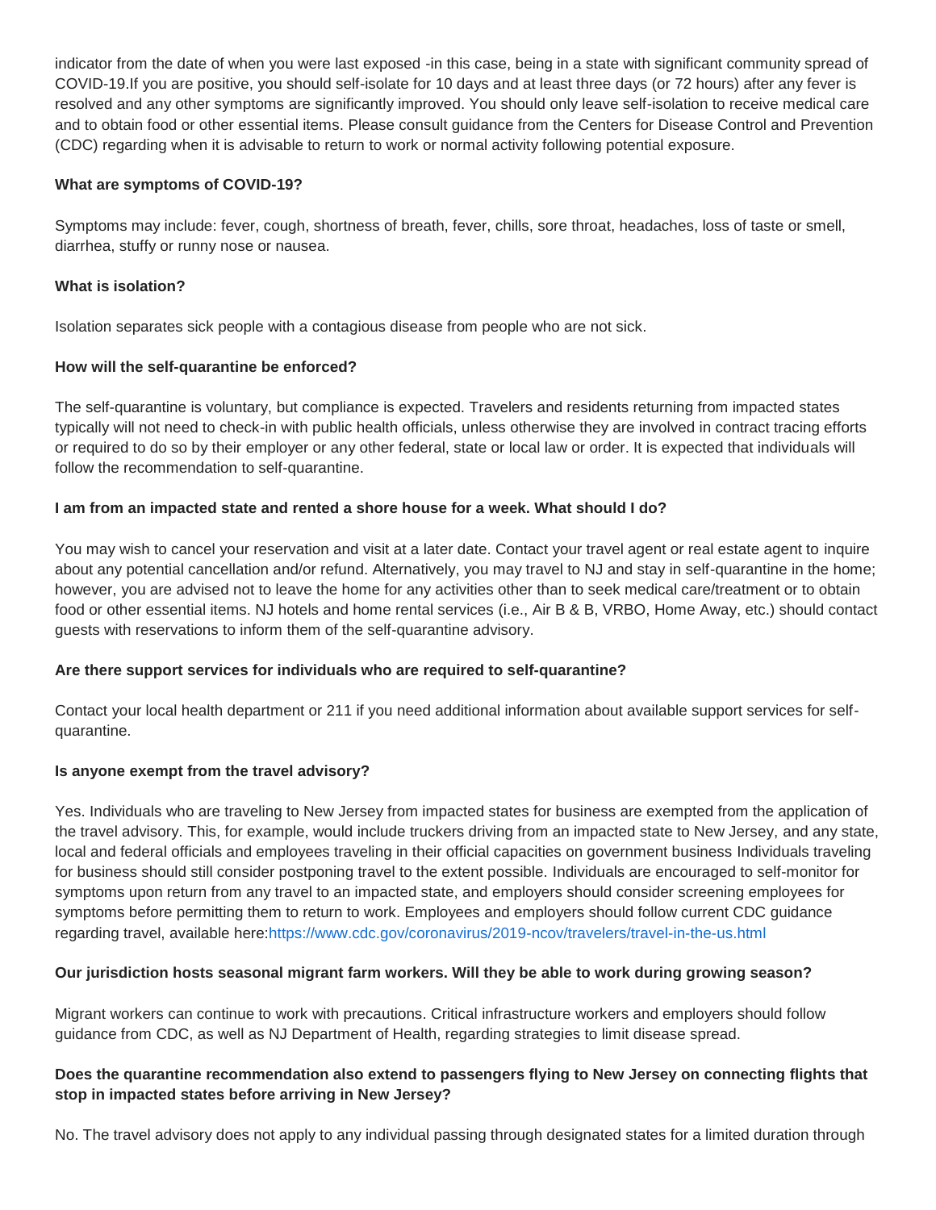indicator from the date of when you were last exposed -in this case, being in a state with significant community spread of COVID-19.If you are positive, you should self-isolate for 10 days and at least three days (or 72 hours) after any fever is resolved and any other symptoms are significantly improved. You should only leave self-isolation to receive medical care and to obtain food or other essential items. Please consult guidance from the Centers for Disease Control and Prevention (CDC) regarding when it is advisable to return to work or normal activity following potential exposure.

**What are symptoms of COVID-19?**

Symptoms may include: fever, cough, shortness of breath, fever, chills, sore throat, headaches, loss of taste or smell, diarrhea, stuffy or runny nose or nausea.

**What is isolation?**

Isolation separates sick people with a contagious disease from people who are not sick.

**How will the self-quarantine be enforced?**

The self-quarantine is voluntary, but compliance is expected. Travelers and residents returning from impacted states typically will not need to check-in with public health officials, unless otherwise they are involved in contract tracing efforts or required to do so by their employer or any other federal, state or local law or order. It is expected that individuals will follow the recommendation to self-quarantine.

**I am from an impacted state and rented a shore house for a week. What should I do?**

You may wish to cancel your reservation and visit at a later date. Contact your travel agent or real estate agent to inquire about any potential cancellation and/or refund. Alternatively, you may travel to NJ and stay in self-quarantine in the home; however, you are advised not to leave the home for any activities other than to seek medical care/treatment or to obtain food or other essential items. NJ hotels and home rental services (i.e., Air B & B, VRBO, Home Away, etc.) should contact guests with reservations to inform them of the self-quarantine advisory.

**Are there support services for individuals who are required to self-quarantine?**

Contact your local health department or 211 if you need additional information about available support services for self-quarantine.

**Is anyone exempt from the travel advisory?**

Yes. Individuals who are traveling to New Jersey from impacted states for business are exempted from the application of the travel advisory. This, for example, would include truckers driving from an impacted state to New Jersey, and any state, local and federal officials and employees traveling in their official capacities on government business Individuals traveling for business should still consider postponing travel to the extent possible. Individuals are encouraged to self-monitor for symptoms upon return from any travel to an impacted state, and employers should consider screening employees for symptoms before permitting them to return to work. Employees and employers should follow current CDC guidance regarding travel, available here:https://www.cdc.gov/coronavirus/2019-ncov/travelers/travel-in-the-us.html

**Our jurisdiction hosts seasonal migrant farm workers. Will they be able to work during growing season?**

Migrant workers can continue to work with precautions. Critical infrastructure workers and employers should follow guidance from CDC, as well as NJ Department of Health, regarding strategies to limit disease spread.

**Does the quarantine recommendation also extend to passengers flying to New Jersey on connecting flights that stop in impacted states before arriving in New Jersey?**

No. The travel advisory does not apply to any individual passing through designated states for a limited duration through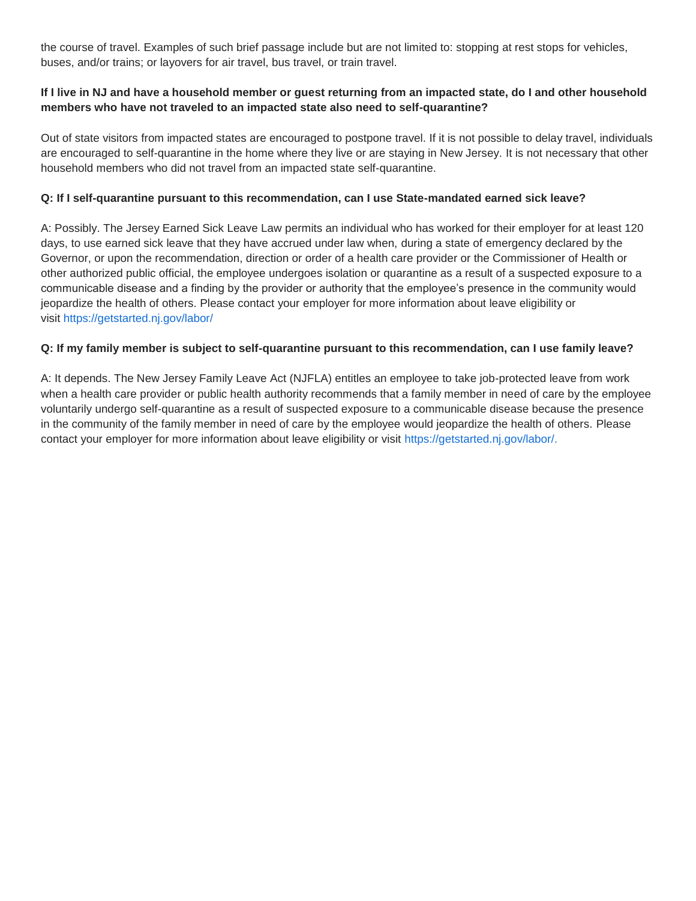the course of travel. Examples of such brief passage include but are not limited to: stopping at rest stops for vehicles, buses, and/or trains; or layovers for air travel, bus travel, or train travel.

**If I live in NJ and have a household member or guest returning from an impacted state, do I and other household members who have not traveled to an impacted state also need to self-quarantine?**

Out of state visitors from impacted states are encouraged to postpone travel. If it is not possible to delay travel, individuals are encouraged to self-quarantine in the home where they live or are staying in New Jersey. It is not necessary that other household members who did not travel from an impacted state self-quarantine.

**Q: If I self-quarantine pursuant to this recommendation, can I use State-mandated earned sick leave?**

A: Possibly. The Jersey Earned Sick Leave Law permits an individual who has worked for their employer for at least 120 days, to use earned sick leave that they have accrued under law when, during a state of emergency declared by the Governor, or upon the recommendation, direction or order of a health care provider or the Commissioner of Health or other authorized public official, the employee undergoes isolation or quarantine as a result of a suspected exposure to a communicable disease and a finding by the provider or authority that the employee's presence in the community would jeopardize the health of others. Please contact your employer for more information about leave eligibility or visit https://getstarted.nj.gov/labor/

**Q: If my family member is subject to self-quarantine pursuant to this recommendation, can I use family leave?**

A: It depends. The New Jersey Family Leave Act (NJFLA) entitles an employee to take job-protected leave from work when a health care provider or public health authority recommends that a family member in need of care by the employee voluntarily undergo self-quarantine as a result of suspected exposure to a communicable disease because the presence in the community of the family member in need of care by the employee would jeopardize the health of others. Please contact your employer for more information about leave eligibility or visit https://getstarted.nj.gov/labor/.